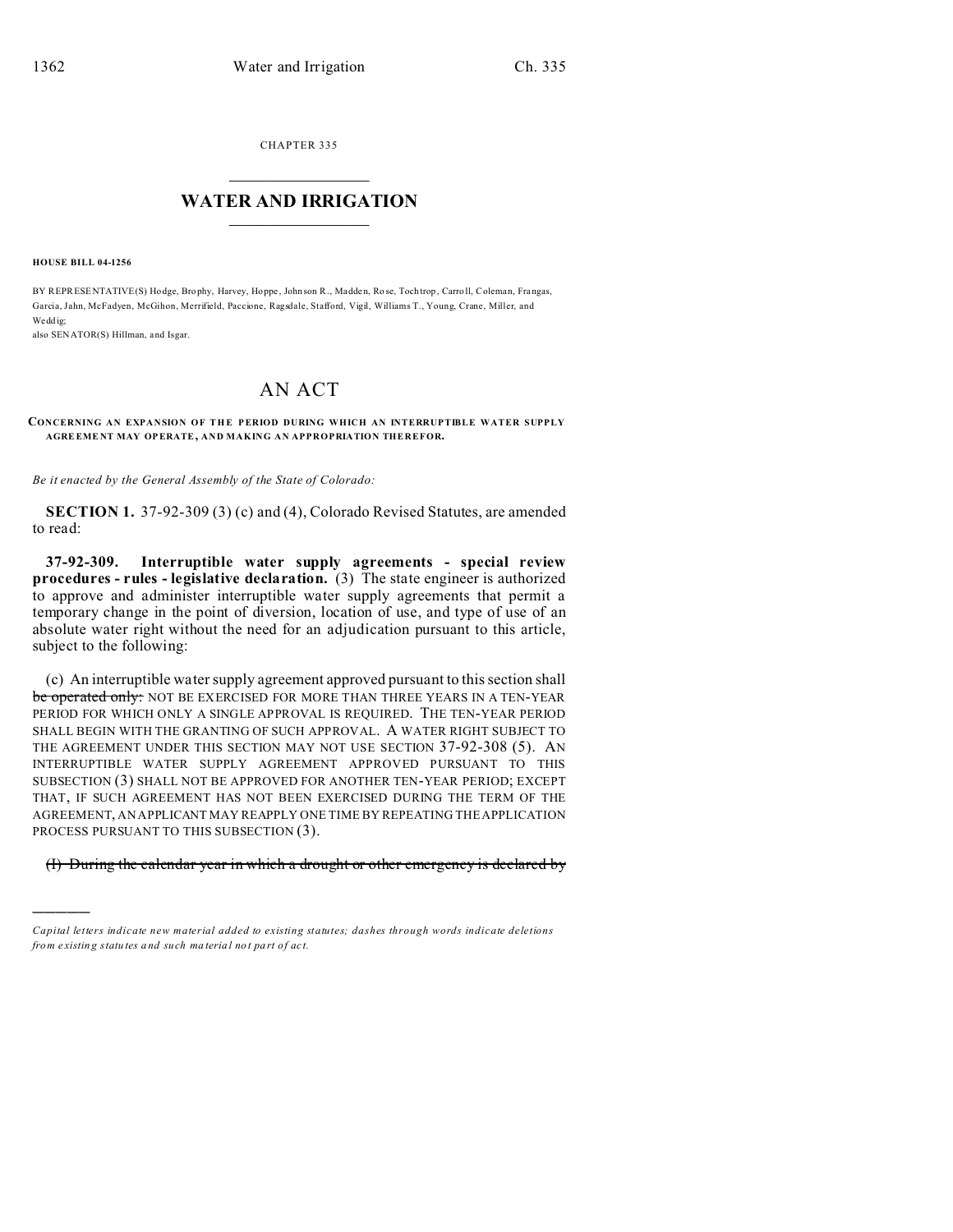CHAPTER 335

# WATER AND IRRIGATION

**HOUSE BILL 04-1256**

BY REPRESENTATIVE(S) Hodge, Brophy, Harvey, Hoppe, Johnson R., Madden, Rose, Tochtrop, Carroll, Coleman, Frangas, Garcia, Jahn, McFadyen, McGihon, Merrifield, Paccione, Ragsdale, Stafford, Vigil, Williams T., Young, Crane, Miller, and Weddig;
also SENATOR(S) Hillman, and Isgar.

# AN ACT

**CONCERNING AN EXPANSION OF THE PERIOD DURING WHICH AN INTERRUPTIBLE WATER SUPPLY AGREEMENT MAY OPERATE, AND MAKING AN APPROPRIATION THEREFOR.**

*Be it enacted by the General Assembly of the State of Colorado:*

**SECTION 1.** 37-92-309 (3) (c) and (4), Colorado Revised Statutes, are amended to read:

**37-92-309. Interruptible water supply agreements - special review procedures - rules - legislative declaration.** (3) The state engineer is authorized to approve and administer interruptible water supply agreements that permit a temporary change in the point of diversion, location of use, and type of use of an absolute water right without the need for an adjudication pursuant to this article, subject to the following:

(c) An interruptible water supply agreement approved pursuant to this section shall ~~be operated only:~~ NOT BE EXERCISED FOR MORE THAN THREE YEARS IN A TEN-YEAR PERIOD FOR WHICH ONLY A SINGLE APPROVAL IS REQUIRED. THE TEN-YEAR PERIOD SHALL BEGIN WITH THE GRANTING OF SUCH APPROVAL. A WATER RIGHT SUBJECT TO THE AGREEMENT UNDER THIS SECTION MAY NOT USE SECTION 37-92-308 (5). AN INTERRUPTIBLE WATER SUPPLY AGREEMENT APPROVED PURSUANT TO THIS SUBSECTION (3) SHALL NOT BE APPROVED FOR ANOTHER TEN-YEAR PERIOD; EXCEPT THAT, IF SUCH AGREEMENT HAS NOT BEEN EXERCISED DURING THE TERM OF THE AGREEMENT, AN APPLICANT MAY REAPPLY ONE TIME BY REPEATING THE APPLICATION PROCESS PURSUANT TO THIS SUBSECTION (3).

~~(I) During the calendar year in which a drought or other emergency is declared by~~

---

*Capital letters indicate new material added to existing statutes; dashes through words indicate deletions from existing statutes and such material not part of act.*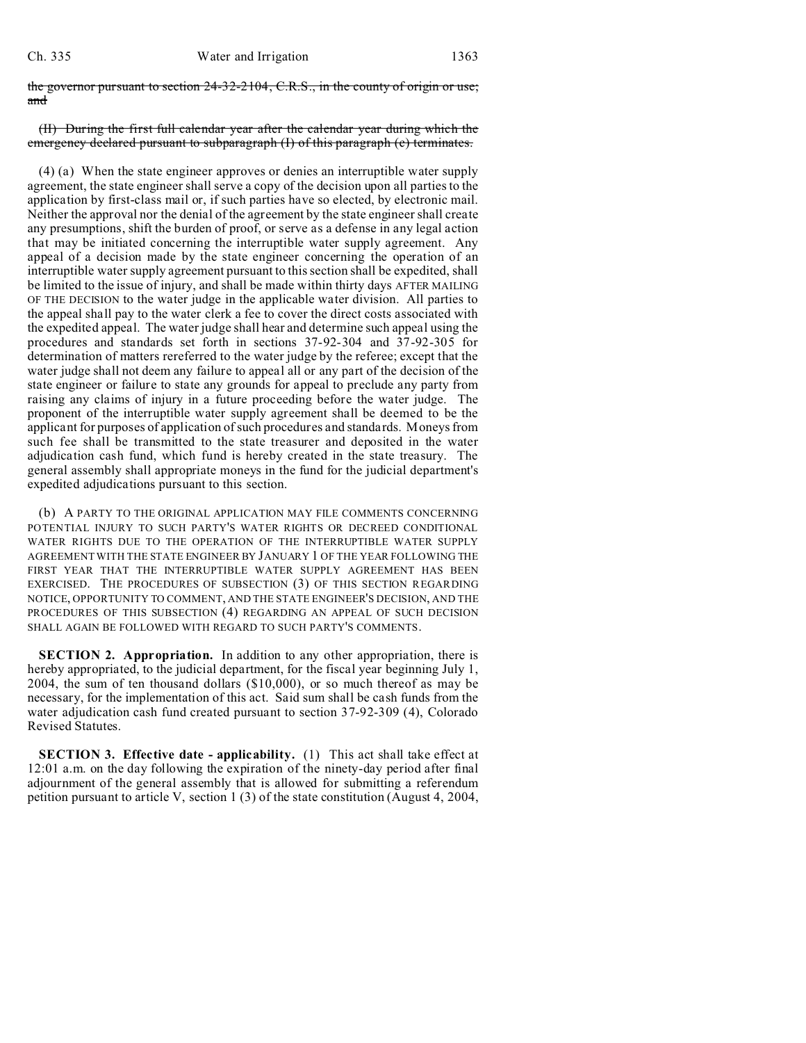~~the governor pursuant to section 24-32-2104, C.R.S., in the county of origin or use; and~~

~~(II) During the first full calendar year after the calendar year during which the emergency declared pursuant to subparagraph (I) of this paragraph (c) terminates.~~

(4) (a) When the state engineer approves or denies an interruptible water supply agreement, the state engineer shall serve a copy of the decision upon all parties to the application by first-class mail or, if such parties have so elected, by electronic mail. Neither the approval nor the denial of the agreement by the state engineer shall create any presumptions, shift the burden of proof, or serve as a defense in any legal action that may be initiated concerning the interruptible water supply agreement. Any appeal of a decision made by the state engineer concerning the operation of an interruptible water supply agreement pursuant to this section shall be expedited, shall be limited to the issue of injury, and shall be made within thirty days AFTER MAILING OF THE DECISION to the water judge in the applicable water division. All parties to the appeal shall pay to the water clerk a fee to cover the direct costs associated with the expedited appeal. The water judge shall hear and determine such appeal using the procedures and standards set forth in sections 37-92-304 and 37-92-305 for determination of matters rereferred to the water judge by the referee; except that the water judge shall not deem any failure to appeal all or any part of the decision of the state engineer or failure to state any grounds for appeal to preclude any party from raising any claims of injury in a future proceeding before the water judge. The proponent of the interruptible water supply agreement shall be deemed to be the applicant for purposes of application of such procedures and standards. Moneys from such fee shall be transmitted to the state treasurer and deposited in the water adjudication cash fund, which fund is hereby created in the state treasury. The general assembly shall appropriate moneys in the fund for the judicial department's expedited adjudications pursuant to this section.

(b) A PARTY TO THE ORIGINAL APPLICATION MAY FILE COMMENTS CONCERNING POTENTIAL INJURY TO SUCH PARTY'S WATER RIGHTS OR DECREED CONDITIONAL WATER RIGHTS DUE TO THE OPERATION OF THE INTERRUPTIBLE WATER SUPPLY AGREEMENT WITH THE STATE ENGINEER BY JANUARY 1 OF THE YEAR FOLLOWING THE FIRST YEAR THAT THE INTERRUPTIBLE WATER SUPPLY AGREEMENT HAS BEEN EXERCISED. THE PROCEDURES OF SUBSECTION (3) OF THIS SECTION REGARDING NOTICE, OPPORTUNITY TO COMMENT, AND THE STATE ENGINEER'S DECISION, AND THE PROCEDURES OF THIS SUBSECTION (4) REGARDING AN APPEAL OF SUCH DECISION SHALL AGAIN BE FOLLOWED WITH REGARD TO SUCH PARTY'S COMMENTS.

**SECTION 2. Appropriation.** In addition to any other appropriation, there is hereby appropriated, to the judicial department, for the fiscal year beginning July 1, 2004, the sum of ten thousand dollars ($10,000), or so much thereof as may be necessary, for the implementation of this act. Said sum shall be cash funds from the water adjudication cash fund created pursuant to section 37-92-309 (4), Colorado Revised Statutes.

**SECTION 3. Effective date - applicability.** (1) This act shall take effect at 12:01 a.m. on the day following the expiration of the ninety-day period after final adjournment of the general assembly that is allowed for submitting a referendum petition pursuant to article V, section 1 (3) of the state constitution (August 4, 2004,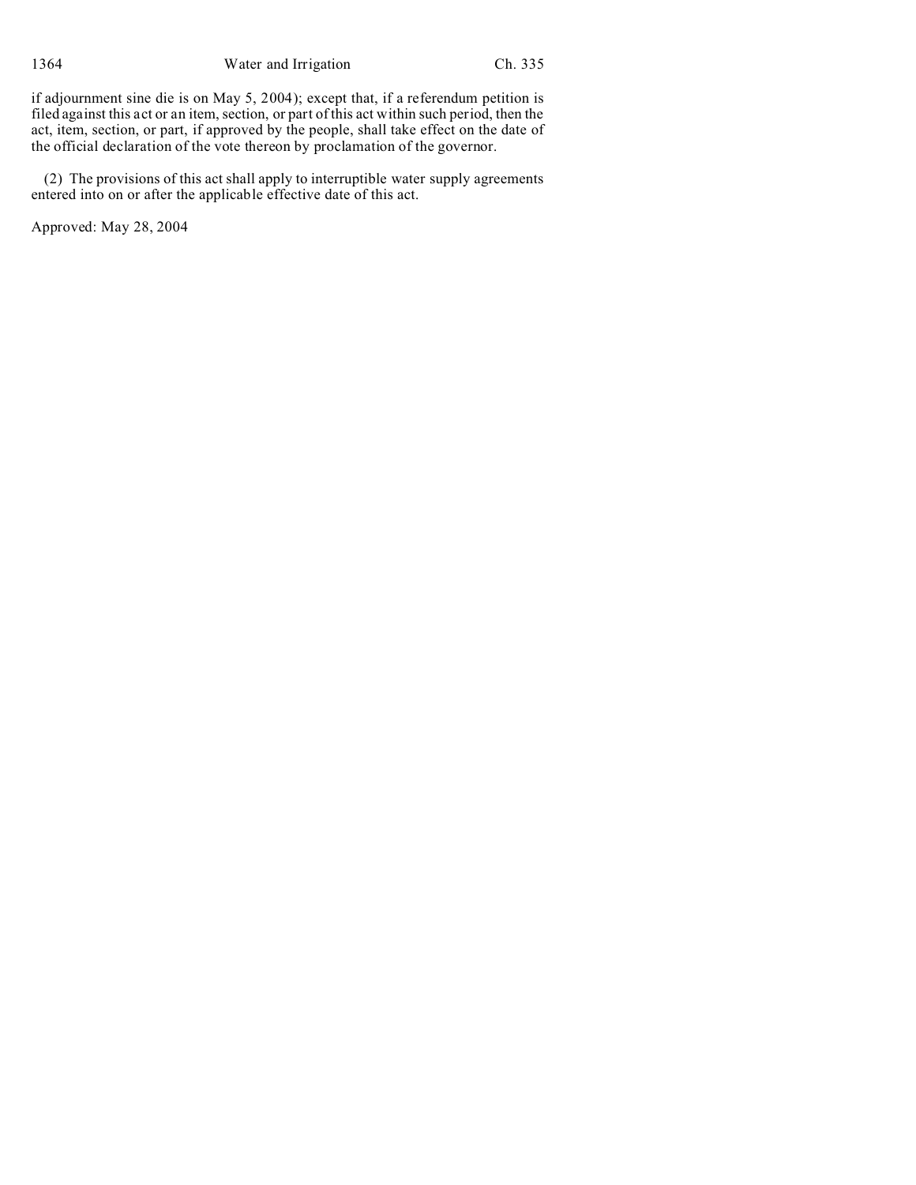if adjournment sine die is on May 5, 2004); except that, if a referendum petition is filed against this act or an item, section, or part of this act within such period, then the act, item, section, or part, if approved by the people, shall take effect on the date of the official declaration of the vote thereon by proclamation of the governor.

(2) The provisions of this act shall apply to interruptible water supply agreements entered into on or after the applicable effective date of this act.

Approved: May 28, 2004